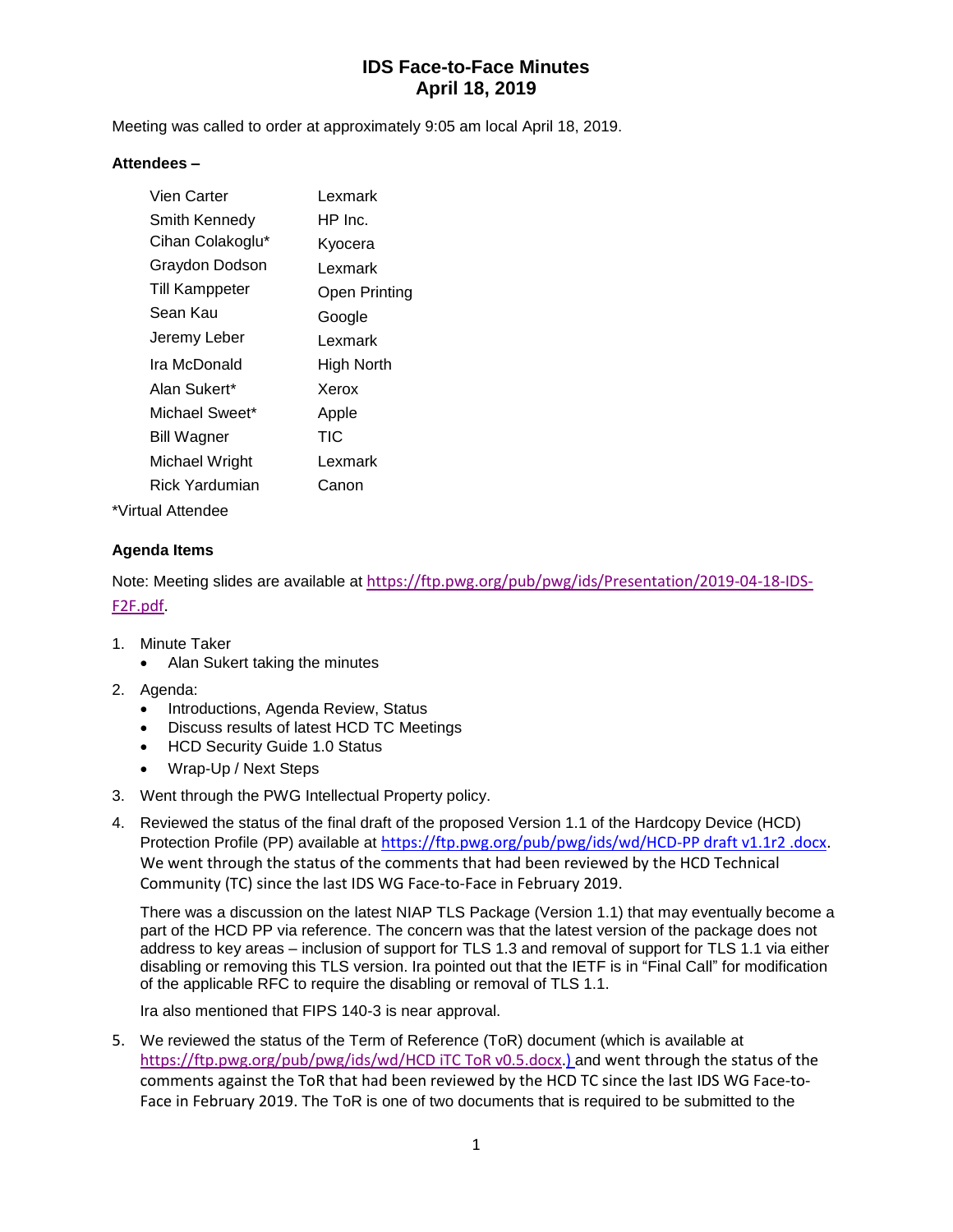# IDS Face-to-Face Minutes
# April 18, 2019

Meeting was called to order at approximately 9:05 am local April 18, 2019.

**Attendees –**

| | |
|---|---|
| Vien Carter | Lexmark |
| Smith Kennedy | HP Inc. |
| Cihan Colakoglu* | Kyocera |
| Graydon Dodson | Lexmark |
| Till Kamppeter | Open Printing |
| Sean Kau | Google |
| Jeremy Leber | Lexmark |
| Ira McDonald | High North |
| Alan Sukert* | Xerox |
| Michael Sweet* | Apple |
| Bill Wagner | TIC |
| Michael Wright | Lexmark |
| Rick Yardumian | Canon |

*Virtual Attendee

**Agenda Items**

Note: Meeting slides are available at https://ftp.pwg.org/pub/pwg/ids/Presentation/2019-04-18-IDS-F2F.pdf.

1. Minute Taker
   - Alan Sukert taking the minutes
2. Agenda:
   - Introductions, Agenda Review, Status
   - Discuss results of latest HCD TC Meetings
   - HCD Security Guide 1.0 Status
   - Wrap-Up / Next Steps
3. Went through the PWG Intellectual Property policy.
4. Reviewed the status of the final draft of the proposed Version 1.1 of the Hardcopy Device (HCD) Protection Profile (PP) available at https://ftp.pwg.org/pub/pwg/ids/wd/HCD-PP draft v1.1r2 .docx. We went through the status of the comments that had been reviewed by the HCD Technical Community (TC) since the last IDS WG Face-to-Face in February 2019.

   There was a discussion on the latest NIAP TLS Package (Version 1.1) that may eventually become a part of the HCD PP via reference. The concern was that the latest version of the package does not address to key areas – inclusion of support for TLS 1.3 and removal of support for TLS 1.1 via either disabling or removing this TLS version. Ira pointed out that the IETF is in "Final Call" for modification of the applicable RFC to require the disabling or removal of TLS 1.1.

   Ira also mentioned that FIPS 140-3 is near approval.

5. We reviewed the status of the Term of Reference (ToR) document (which is available at https://ftp.pwg.org/pub/pwg/ids/wd/HCD iTC ToR v0.5.docx.) and went through the status of the comments against the ToR that had been reviewed by the HCD TC since the last IDS WG Face-to-Face in February 2019. The ToR is one of two documents that is required to be submitted to the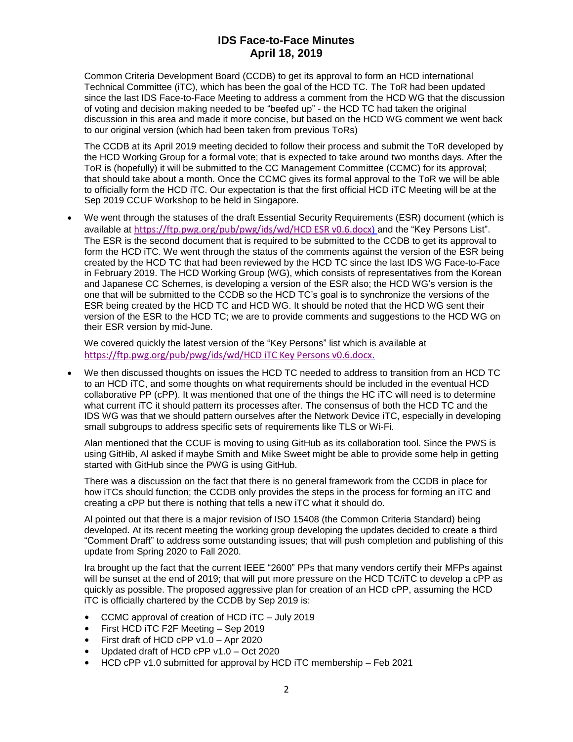Common Criteria Development Board (CCDB) to get its approval to form an HCD international Technical Committee (iTC), which has been the goal of the HCD TC. The ToR had been updated since the last IDS Face-to-Face Meeting to address a comment from the HCD WG that the discussion of voting and decision making needed to be "beefed up" - the HCD TC had taken the original discussion in this area and made it more concise, but based on the HCD WG comment we went back to our original version (which had been taken from previous ToRs)

The CCDB at its April 2019 meeting decided to follow their process and submit the ToR developed by the HCD Working Group for a formal vote; that is expected to take around two months days. After the ToR is (hopefully) it will be submitted to the CC Management Committee (CCMC) for its approval; that should take about a month. Once the CCMC gives its formal approval to the ToR we will be able to officially form the HCD iTC. Our expectation is that the first official HCD iTC Meeting will be at the Sep 2019 CCUF Workshop to be held in Singapore.

- We went through the statuses of the draft Essential Security Requirements (ESR) document (which is available at https://ftp.pwg.org/pub/pwg/ids/wd/HCD ESR v0.6.docx) and the "Key Persons List". The ESR is the second document that is required to be submitted to the CCDB to get its approval to form the HCD iTC. We went through the status of the comments against the version of the ESR being created by the HCD TC that had been reviewed by the HCD TC since the last IDS WG Face-to-Face in February 2019. The HCD Working Group (WG), which consists of representatives from the Korean and Japanese CC Schemes, is developing a version of the ESR also; the HCD WG's version is the one that will be submitted to the CCDB so the HCD TC's goal is to synchronize the versions of the ESR being created by the HCD TC and HCD WG. It should be noted that the HCD WG sent their version of the ESR to the HCD TC; we are to provide comments and suggestions to the HCD WG on their ESR version by mid-June.

  We covered quickly the latest version of the "Key Persons" list which is available at https://ftp.pwg.org/pub/pwg/ids/wd/HCD iTC Key Persons v0.6.docx.

- We then discussed thoughts on issues the HCD TC needed to address to transition from an HCD TC to an HCD iTC, and some thoughts on what requirements should be included in the eventual HCD collaborative PP (cPP). It was mentioned that one of the things the HC iTC will need is to determine what current iTC it should pattern its processes after. The consensus of both the HCD TC and the IDS WG was that we should pattern ourselves after the Network Device iTC, especially in developing small subgroups to address specific sets of requirements like TLS or Wi-Fi.

  Alan mentioned that the CCUF is moving to using GitHub as its collaboration tool. Since the PWS is using GitHib, Al asked if maybe Smith and Mike Sweet might be able to provide some help in getting started with GitHub since the PWG is using GitHub.

  There was a discussion on the fact that there is no general framework from the CCDB in place for how iTCs should function; the CCDB only provides the steps in the process for forming an iTC and creating a cPP but there is nothing that tells a new iTC what it should do.

  Al pointed out that there is a major revision of ISO 15408 (the Common Criteria Standard) being developed. At its recent meeting the working group developing the updates decided to create a third "Comment Draft" to address some outstanding issues; that will push completion and publishing of this update from Spring 2020 to Fall 2020.

  Ira brought up the fact that the current IEEE "2600" PPs that many vendors certify their MFPs against will be sunset at the end of 2019; that will put more pressure on the HCD TC/iTC to develop a cPP as quickly as possible. The proposed aggressive plan for creation of an HCD cPP, assuming the HCD iTC is officially chartered by the CCDB by Sep 2019 is:

  - CCMC approval of creation of HCD iTC – July 2019
  - First HCD iTC F2F Meeting – Sep 2019
  - First draft of HCD cPP v1.0 – Apr 2020
  - Updated draft of HCD cPP v1.0 – Oct 2020
  - HCD cPP v1.0 submitted for approval by HCD iTC membership – Feb 2021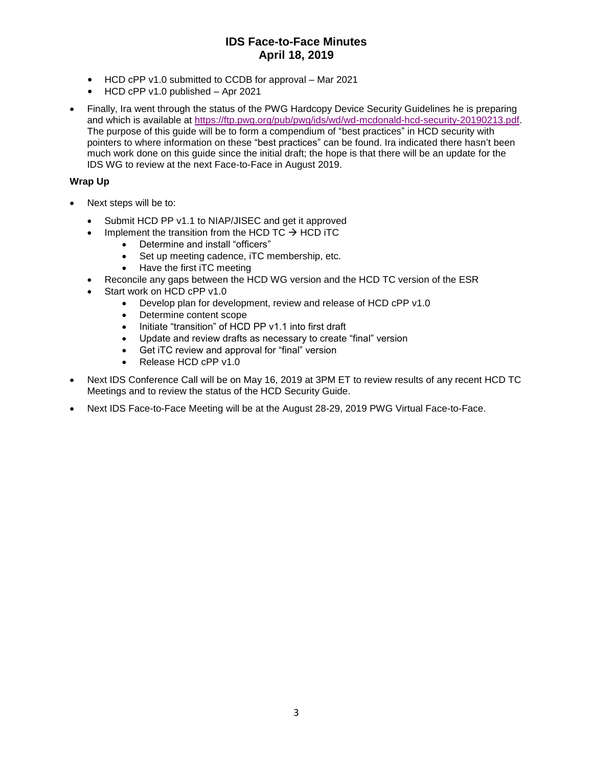- HCD cPP v1.0 submitted to CCDB for approval – Mar 2021
- HCD cPP v1.0 published – Apr 2021

- Finally, Ira went through the status of the PWG Hardcopy Device Security Guidelines he is preparing and which is available at https://ftp.pwg.org/pub/pwg/ids/wd/wd-mcdonald-hcd-security-20190213.pdf. The purpose of this guide will be to form a compendium of "best practices" in HCD security with pointers to where information on these "best practices" can be found. Ira indicated there hasn't been much work done on this guide since the initial draft; the hope is that there will be an update for the IDS WG to review at the next Face-to-Face in August 2019.

**Wrap Up**

- Next steps will be to:
  - Submit HCD PP v1.1 to NIAP/JISEC and get it approved
  - Implement the transition from the HCD TC → HCD iTC
    - Determine and install "officers"
    - Set up meeting cadence, iTC membership, etc.
    - Have the first iTC meeting
  - Reconcile any gaps between the HCD WG version and the HCD TC version of the ESR
  - Start work on HCD cPP v1.0
    - Develop plan for development, review and release of HCD cPP v1.0
    - Determine content scope
    - Initiate "transition" of HCD PP v1.1 into first draft
    - Update and review drafts as necessary to create "final" version
    - Get iTC review and approval for "final" version
    - Release HCD cPP v1.0
- Next IDS Conference Call will be on May 16, 2019 at 3PM ET to review results of any recent HCD TC Meetings and to review the status of the HCD Security Guide.
- Next IDS Face-to-Face Meeting will be at the August 28-29, 2019 PWG Virtual Face-to-Face.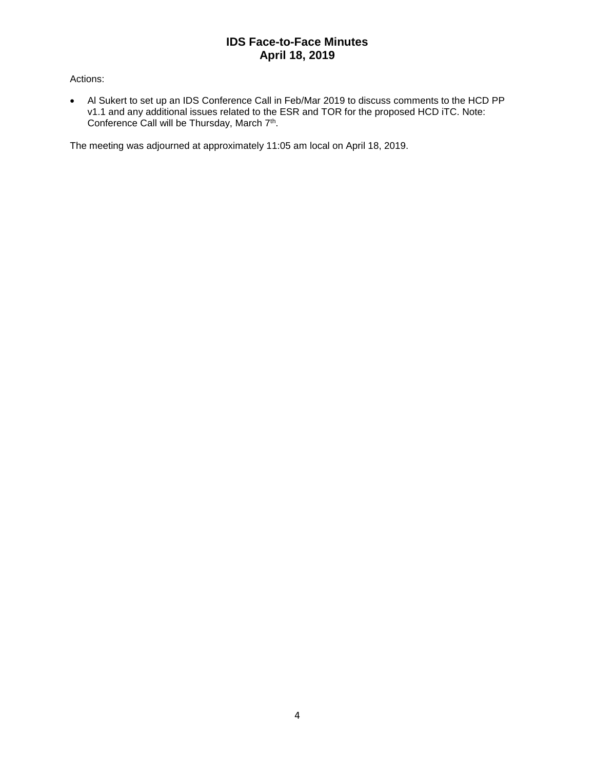Actions:

- Al Sukert to set up an IDS Conference Call in Feb/Mar 2019 to discuss comments to the HCD PP v1.1 and any additional issues related to the ESR and TOR for the proposed HCD iTC. Note: Conference Call will be Thursday, March 7th.

The meeting was adjourned at approximately 11:05 am local on April 18, 2019.